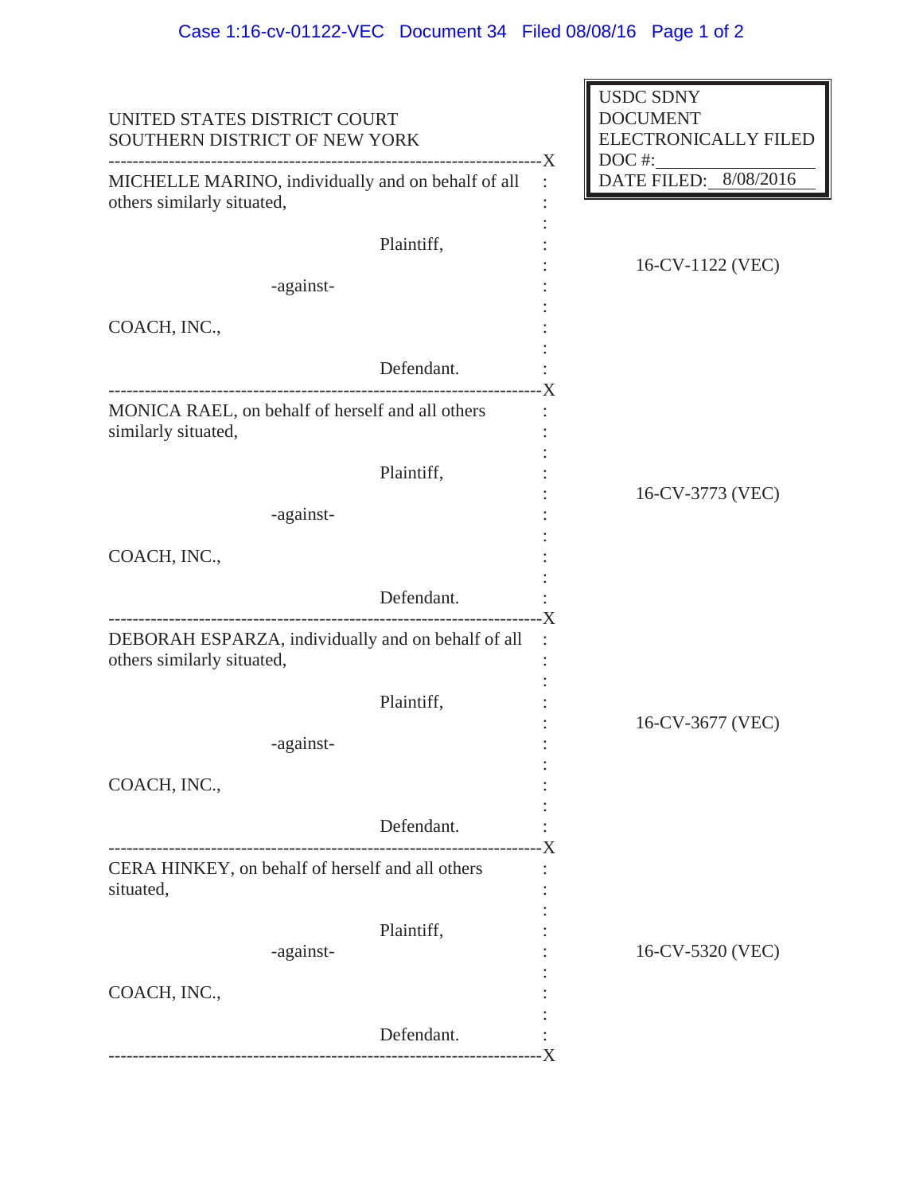UNITED STATES DISTRICT COURT
SOUTHERN DISTRICT OF NEW YORK

USDC SDNY
DOCUMENT
ELECTRONICALLY FILED
DOC #:
DATE FILED: 8/08/2016

---

MICHELLE MARINO, individually and on behalf of all others similarly situated,

Plaintiff,

-against-

COACH, INC.,

Defendant.

16-CV-1122 (VEC)

---

MONICA RAEL, on behalf of herself and all others similarly situated,

Plaintiff,

-against-

COACH, INC.,

Defendant.

16-CV-3773 (VEC)

---

DEBORAH ESPARZA, individually and on behalf of all others similarly situated,

Plaintiff,

-against-

COACH, INC.,

Defendant.

16-CV-3677 (VEC)

---

CERA HINKEY, on behalf of herself and all others situated,

Plaintiff,

-against-

COACH, INC.,

Defendant.

16-CV-5320 (VEC)

---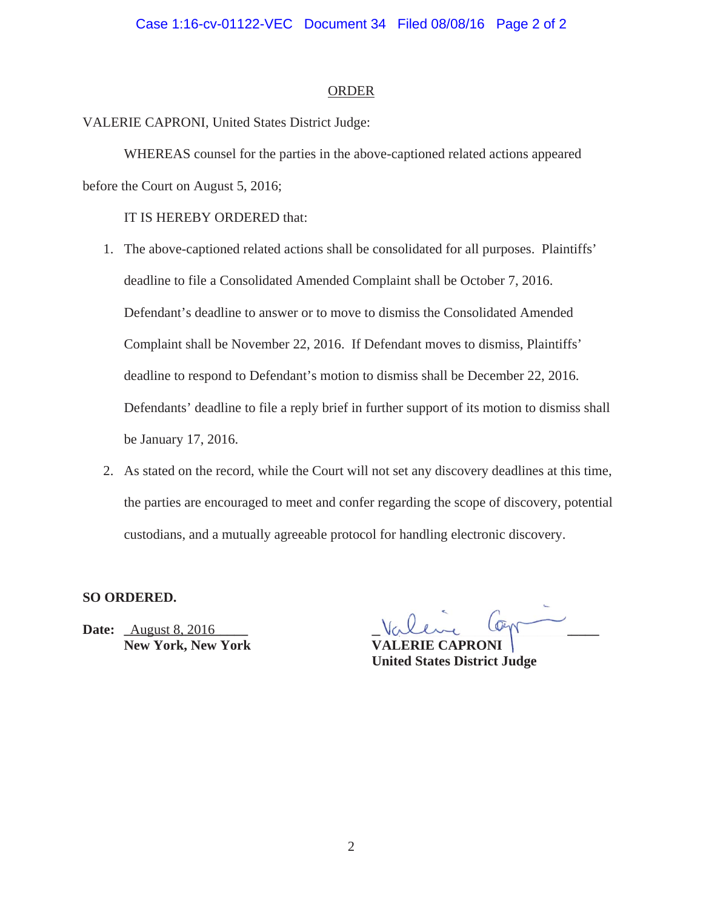ORDER

VALERIE CAPRONI, United States District Judge:

WHEREAS counsel for the parties in the above-captioned related actions appeared before the Court on August 5, 2016;

IT IS HEREBY ORDERED that:

1. The above-captioned related actions shall be consolidated for all purposes. Plaintiffs' deadline to file a Consolidated Amended Complaint shall be October 7, 2016. Defendant's deadline to answer or to move to dismiss the Consolidated Amended Complaint shall be November 22, 2016. If Defendant moves to dismiss, Plaintiffs' deadline to respond to Defendant's motion to dismiss shall be December 22, 2016. Defendants' deadline to file a reply brief in further support of its motion to dismiss shall be January 17, 2016.
2. As stated on the record, while the Court will not set any discovery deadlines at this time, the parties are encouraged to meet and confer regarding the scope of discovery, potential custodians, and a mutually agreeable protocol for handling electronic discovery.

**SO ORDERED.**

**Date:** August 8, 2016
**New York, New York**

**VALERIE CAPRONI**
**United States District Judge**